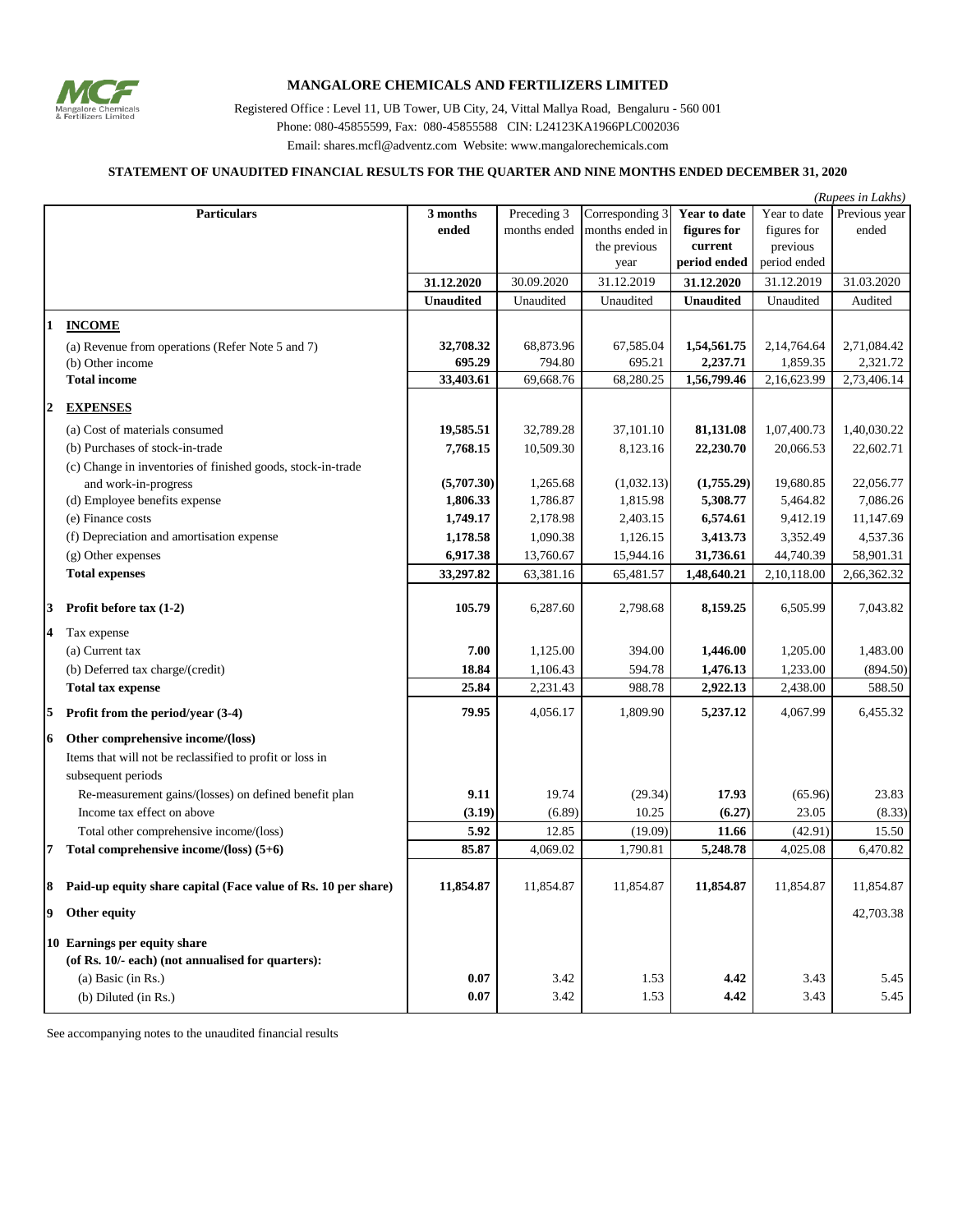# MANGALORE CHEMICALS AND FERTILIZERS LIMITED

Registered Office : Level 11, UB Tower, UB City, 24, Vittal Mallya Road, Bengaluru - 560 001
Phone: 080-45855599, Fax: 080-45855588 CIN: L24123KA1966PLC002036
Email: shares.mcfl@adventz.com Website: www.mangalorechemicals.com

## STATEMENT OF UNAUDITED FINANCIAL RESULTS FOR THE QUARTER AND NINE MONTHS ENDED DECEMBER 31, 2020

*(Rupees in Lakhs)*

| | Particulars | 3 months ended | Preceding 3 months ended | Corresponding 3 months ended in the previous year | Year to date figures for current period ended | Year to date figures for previous period ended | Previous year ended |
|---|---|---|---|---|---|---|---|
| | | **31.12.2020** | 30.09.2020 | 31.12.2019 | **31.12.2020** | 31.12.2019 | 31.03.2020 |
| | | **Unaudited** | Unaudited | Unaudited | **Unaudited** | Unaudited | Audited |
| **1** | **INCOME** | | | | | | |
| | (a) Revenue from operations (Refer Note 5 and 7) | **32,708.32** | 68,873.96 | 67,585.04 | **1,54,561.75** | 2,14,764.64 | 2,71,084.42 |
| | (b) Other income | **695.29** | 794.80 | 695.21 | **2,237.71** | 1,859.35 | 2,321.72 |
| | **Total income** | **33,403.61** | 69,668.76 | 68,280.25 | **1,56,799.46** | 2,16,623.99 | 2,73,406.14 |
| **2** | **EXPENSES** | | | | | | |
| | (a) Cost of materials consumed | **19,585.51** | 32,789.28 | 37,101.10 | **81,131.08** | 1,07,400.73 | 1,40,030.22 |
| | (b) Purchases of stock-in-trade | **7,768.15** | 10,509.30 | 8,123.16 | **22,230.70** | 20,066.53 | 22,602.71 |
| | (c) Change in inventories of finished goods, stock-in-trade and work-in-progress | **(5,707.30)** | 1,265.68 | (1,032.13) | **(1,755.29)** | 19,680.85 | 22,056.77 |
| | (d) Employee benefits expense | **1,806.33** | 1,786.87 | 1,815.98 | **5,308.77** | 5,464.82 | 7,086.26 |
| | (e) Finance costs | **1,749.17** | 2,178.98 | 2,403.15 | **6,574.61** | 9,412.19 | 11,147.69 |
| | (f) Depreciation and amortisation expense | **1,178.58** | 1,090.38 | 1,126.15 | **3,413.73** | 3,352.49 | 4,537.36 |
| | (g) Other expenses | **6,917.38** | 13,760.67 | 15,944.16 | **31,736.61** | 44,740.39 | 58,901.31 |
| | **Total expenses** | **33,297.82** | 63,381.16 | 65,481.57 | **1,48,640.21** | 2,10,118.00 | 2,66,362.32 |
| **3** | **Profit before tax (1-2)** | **105.79** | 6,287.60 | 2,798.68 | **8,159.25** | 6,505.99 | 7,043.82 |
| **4** | Tax expense | | | | | | |
| | (a) Current tax | **7.00** | 1,125.00 | 394.00 | **1,446.00** | 1,205.00 | 1,483.00 |
| | (b) Deferred tax charge/(credit) | **18.84** | 1,106.43 | 594.78 | **1,476.13** | 1,233.00 | (894.50) |
| | **Total tax expense** | **25.84** | 2,231.43 | 988.78 | **2,922.13** | 2,438.00 | 588.50 |
| **5** | **Profit from the period/year (3-4)** | **79.95** | 4,056.17 | 1,809.90 | **5,237.12** | 4,067.99 | 6,455.32 |
| **6** | **Other comprehensive income/(loss)** | | | | | | |
| | Items that will not be reclassified to profit or loss in subsequent periods | | | | | | |
| | Re-measurement gains/(losses) on defined benefit plan | **9.11** | 19.74 | (29.34) | **17.93** | (65.96) | 23.83 |
| | Income tax effect on above | **(3.19)** | (6.89) | 10.25 | **(6.27)** | 23.05 | (8.33) |
| | Total other comprehensive income/(loss) | **5.92** | 12.85 | (19.09) | **11.66** | (42.91) | 15.50 |
| **7** | **Total comprehensive income/(loss) (5+6)** | **85.87** | 4,069.02 | 1,790.81 | **5,248.78** | 4,025.08 | 6,470.82 |
| **8** | **Paid-up equity share capital (Face value of Rs. 10 per share)** | **11,854.87** | 11,854.87 | 11,854.87 | **11,854.87** | 11,854.87 | 11,854.87 |
| **9** | **Other equity** | | | | | | 42,703.38 |
| **10** | **Earnings per equity share (of Rs. 10/- each) (not annualised for quarters):** | | | | | | |
| | (a) Basic (in Rs.) | **0.07** | 3.42 | 1.53 | **4.42** | 3.43 | 5.45 |
| | (b) Diluted (in Rs.) | **0.07** | 3.42 | 1.53 | **4.42** | 3.43 | 5.45 |

See accompanying notes to the unaudited financial results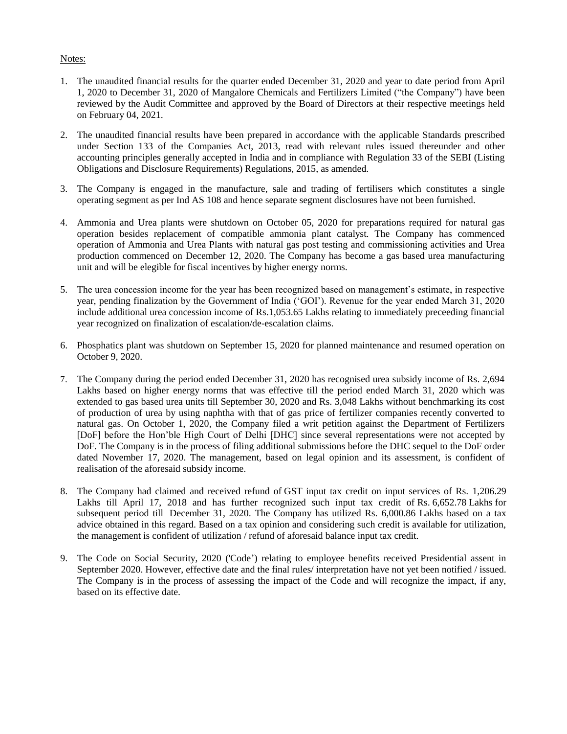Notes:

1. The unaudited financial results for the quarter ended December 31, 2020 and year to date period from April 1, 2020 to December 31, 2020 of Mangalore Chemicals and Fertilizers Limited ("the Company") have been reviewed by the Audit Committee and approved by the Board of Directors at their respective meetings held on February 04, 2021.

2. The unaudited financial results have been prepared in accordance with the applicable Standards prescribed under Section 133 of the Companies Act, 2013, read with relevant rules issued thereunder and other accounting principles generally accepted in India and in compliance with Regulation 33 of the SEBI (Listing Obligations and Disclosure Requirements) Regulations, 2015, as amended.

3. The Company is engaged in the manufacture, sale and trading of fertilisers which constitutes a single operating segment as per Ind AS 108 and hence separate segment disclosures have not been furnished.

4. Ammonia and Urea plants were shutdown on October 05, 2020 for preparations required for natural gas operation besides replacement of compatible ammonia plant catalyst. The Company has commenced operation of Ammonia and Urea Plants with natural gas post testing and commissioning activities and Urea production commenced on December 12, 2020. The Company has become a gas based urea manufacturing unit and will be elegible for fiscal incentives by higher energy norms.

5. The urea concession income for the year has been recognized based on management's estimate, in respective year, pending finalization by the Government of India ('GOI'). Revenue for the year ended March 31, 2020 include additional urea concession income of Rs.1,053.65 Lakhs relating to immediately preceeding financial year recognized on finalization of escalation/de-escalation claims.

6. Phosphatics plant was shutdown on September 15, 2020 for planned maintenance and resumed operation on October 9, 2020.

7. The Company during the period ended December 31, 2020 has recognised urea subsidy income of Rs. 2,694 Lakhs based on higher energy norms that was effective till the period ended March 31, 2020 which was extended to gas based urea units till September 30, 2020 and Rs. 3,048 Lakhs without benchmarking its cost of production of urea by using naphtha with that of gas price of fertilizer companies recently converted to natural gas. On October 1, 2020, the Company filed a writ petition against the Department of Fertilizers [DoF] before the Hon'ble High Court of Delhi [DHC] since several representations were not accepted by DoF. The Company is in the process of filing additional submissions before the DHC sequel to the DoF order dated November 17, 2020. The management, based on legal opinion and its assessment, is confident of realisation of the aforesaid subsidy income.

8. The Company had claimed and received refund of GST input tax credit on input services of Rs. 1,206.29 Lakhs till April 17, 2018 and has further recognized such input tax credit of Rs. 6,652.78 Lakhs for subsequent period till December 31, 2020. The Company has utilized Rs. 6,000.86 Lakhs based on a tax advice obtained in this regard. Based on a tax opinion and considering such credit is available for utilization, the management is confident of utilization / refund of aforesaid balance input tax credit.

9. The Code on Social Security, 2020 ('Code') relating to employee benefits received Presidential assent in September 2020. However, effective date and the final rules/ interpretation have not yet been notified / issued. The Company is in the process of assessing the impact of the Code and will recognize the impact, if any, based on its effective date.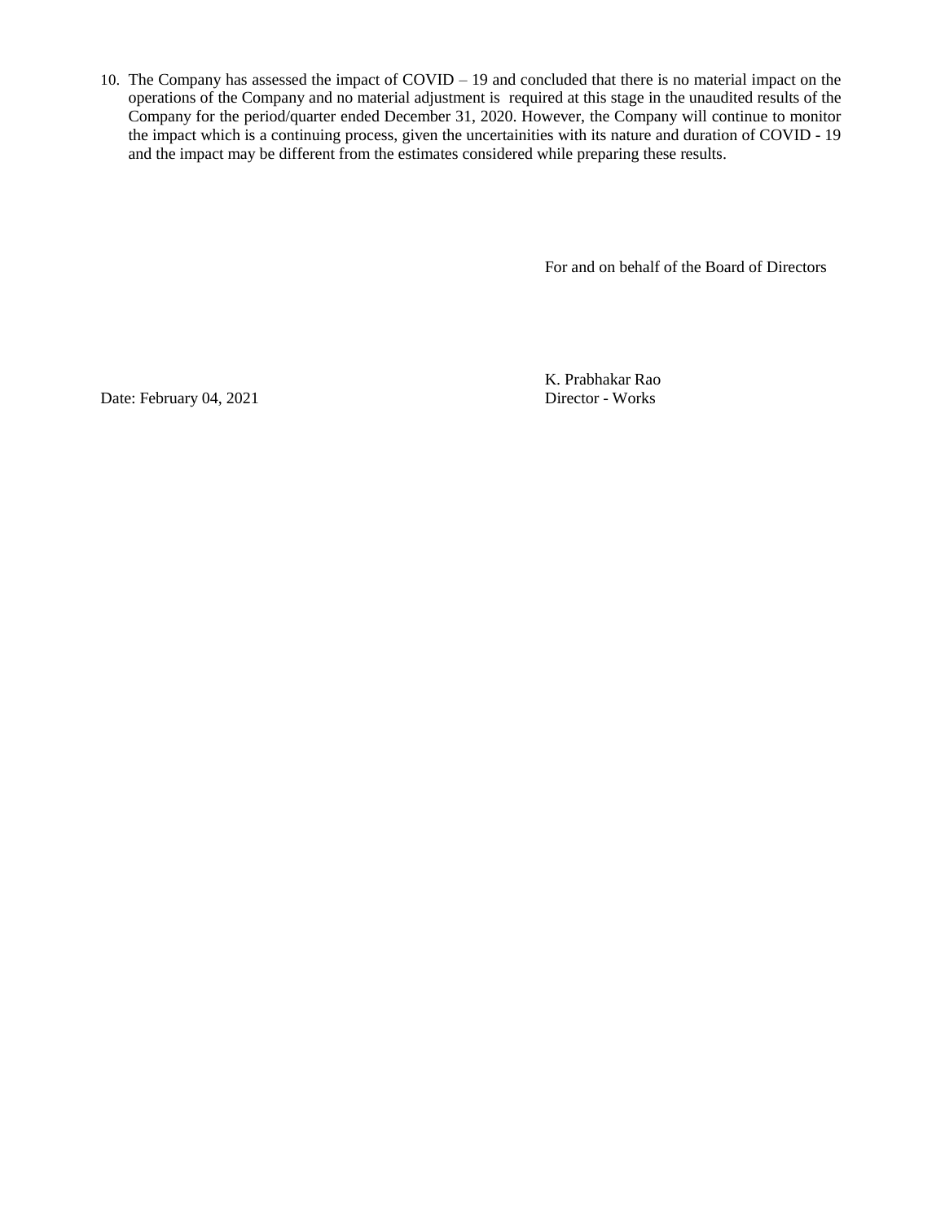10. The Company has assessed the impact of COVID – 19 and concluded that there is no material impact on the operations of the Company and no material adjustment is required at this stage in the unaudited results of the Company for the period/quarter ended December 31, 2020. However, the Company will continue to monitor the impact which is a continuing process, given the uncertainities with its nature and duration of COVID - 19 and the impact may be different from the estimates considered while preparing these results.

For and on behalf of the Board of Directors

K. Prabhakar Rao
Director - Works

Date: February 04, 2021